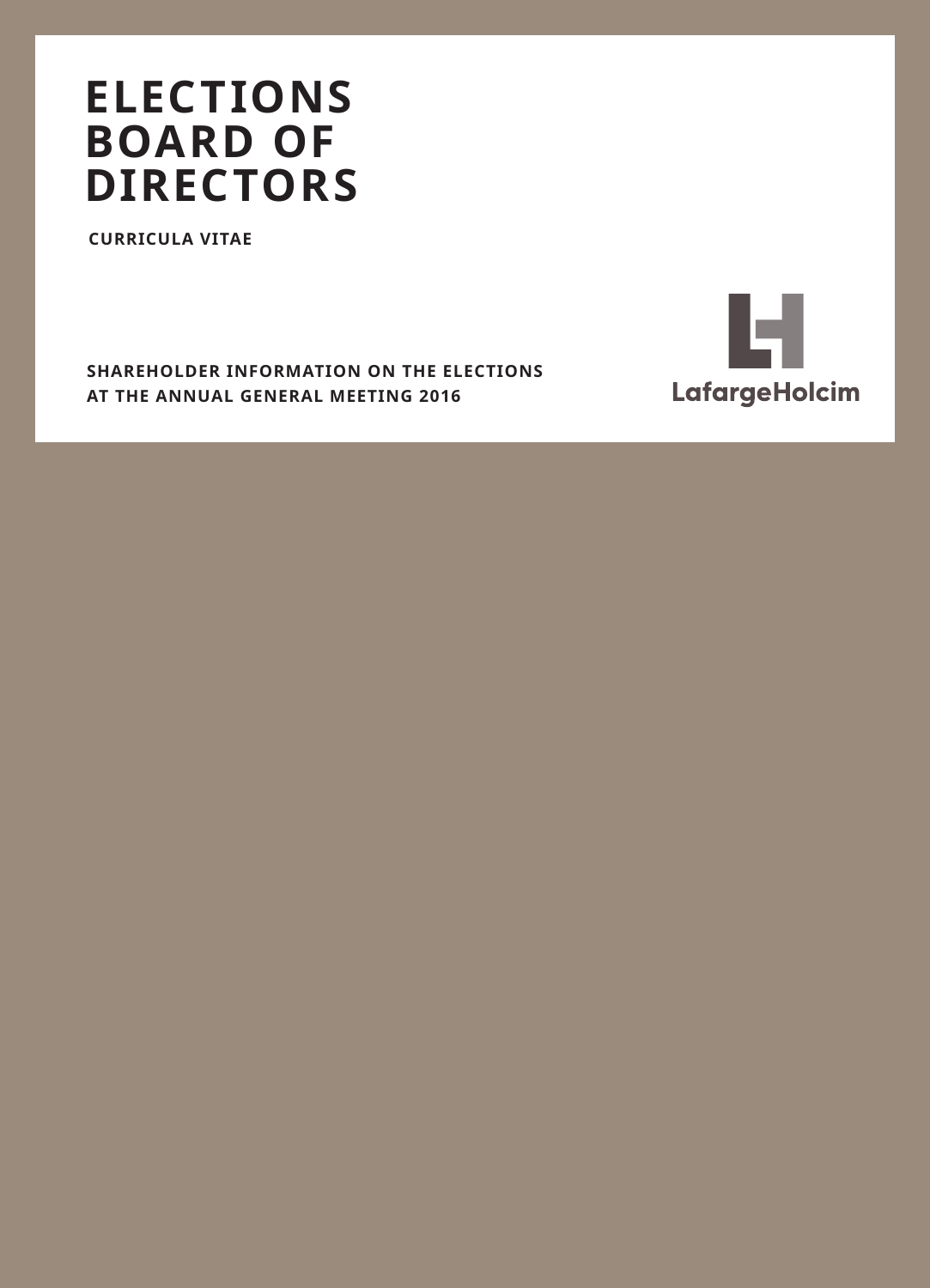# ELECTIONS BOARD OF DIRECTORS

**CURRICULA VITAE**

**SHAREHOLDER INFORMATION ON THE ELECTIONS AT THE ANNUAL GENERAL MEETING 2016**

LafargeHolcim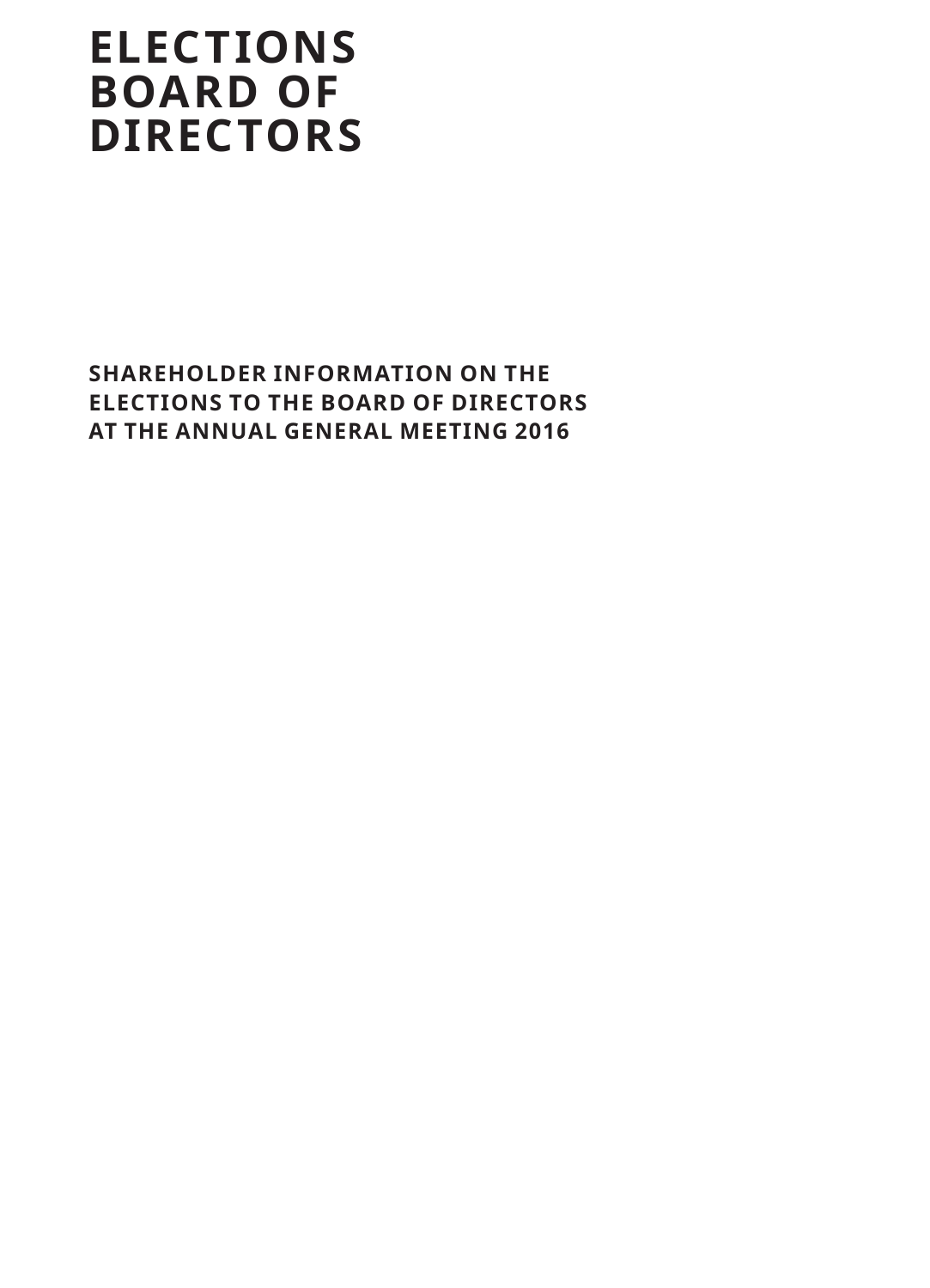# ELECTIONS BOARD OF DIRECTORS

**SHAREHOLDER INFORMATION ON THE ELECTIONS TO THE BOARD OF DIRECTORS AT THE ANNUAL GENERAL MEETING 2016**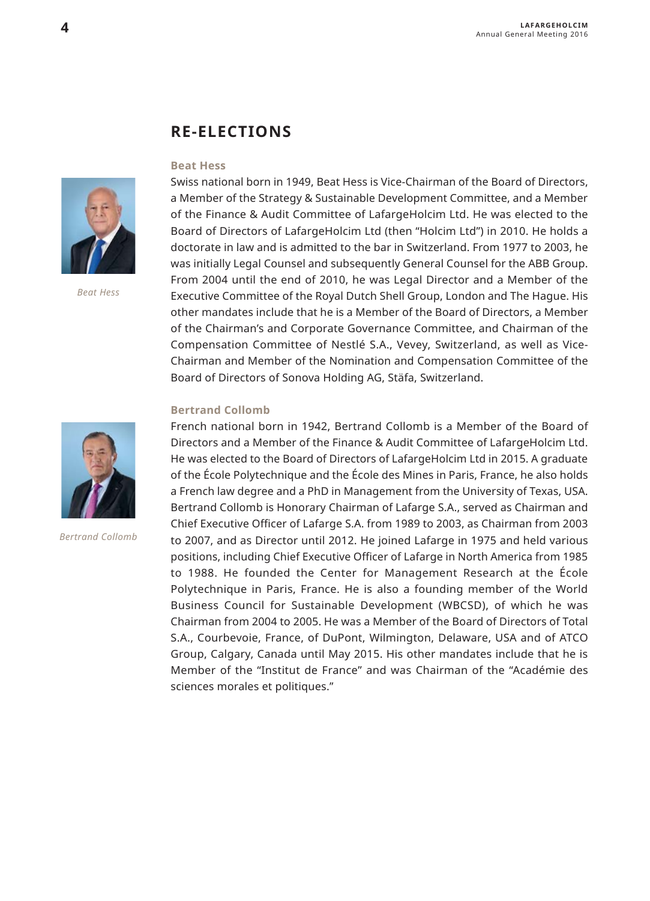## RE-ELECTIONS

### Beat Hess

Swiss national born in 1949, Beat Hess is Vice-Chairman of the Board of Directors, a Member of the Strategy & Sustainable Development Committee, and a Member of the Finance & Audit Committee of LafargeHolcim Ltd. He was elected to the Board of Directors of LafargeHolcim Ltd (then "Holcim Ltd") in 2010. He holds a doctorate in law and is admitted to the bar in Switzerland. From 1977 to 2003, he was initially Legal Counsel and subsequently General Counsel for the ABB Group. From 2004 until the end of 2010, he was Legal Director and a Member of the Executive Committee of the Royal Dutch Shell Group, London and The Hague. His other mandates include that he is a Member of the Board of Directors, a Member of the Chairman's and Corporate Governance Committee, and Chairman of the Compensation Committee of Nestlé S.A., Vevey, Switzerland, as well as Vice-Chairman and Member of the Nomination and Compensation Committee of the Board of Directors of Sonova Holding AG, Stäfa, Switzerland.

*Beat Hess*

### Bertrand Collomb

French national born in 1942, Bertrand Collomb is a Member of the Board of Directors and a Member of the Finance & Audit Committee of LafargeHolcim Ltd. He was elected to the Board of Directors of LafargeHolcim Ltd in 2015. A graduate of the École Polytechnique and the École des Mines in Paris, France, he also holds a French law degree and a PhD in Management from the University of Texas, USA. Bertrand Collomb is Honorary Chairman of Lafarge S.A., served as Chairman and Chief Executive Officer of Lafarge S.A. from 1989 to 2003, as Chairman from 2003 to 2007, and as Director until 2012. He joined Lafarge in 1975 and held various positions, including Chief Executive Officer of Lafarge in North America from 1985 to 1988. He founded the Center for Management Research at the École Polytechnique in Paris, France. He is also a founding member of the World Business Council for Sustainable Development (WBCSD), of which he was Chairman from 2004 to 2005. He was a Member of the Board of Directors of Total S.A., Courbevoie, France, of DuPont, Wilmington, Delaware, USA and of ATCO Group, Calgary, Canada until May 2015. His other mandates include that he is Member of the "Institut de France" and was Chairman of the "Académie des sciences morales et politiques."

*Bertrand Collomb*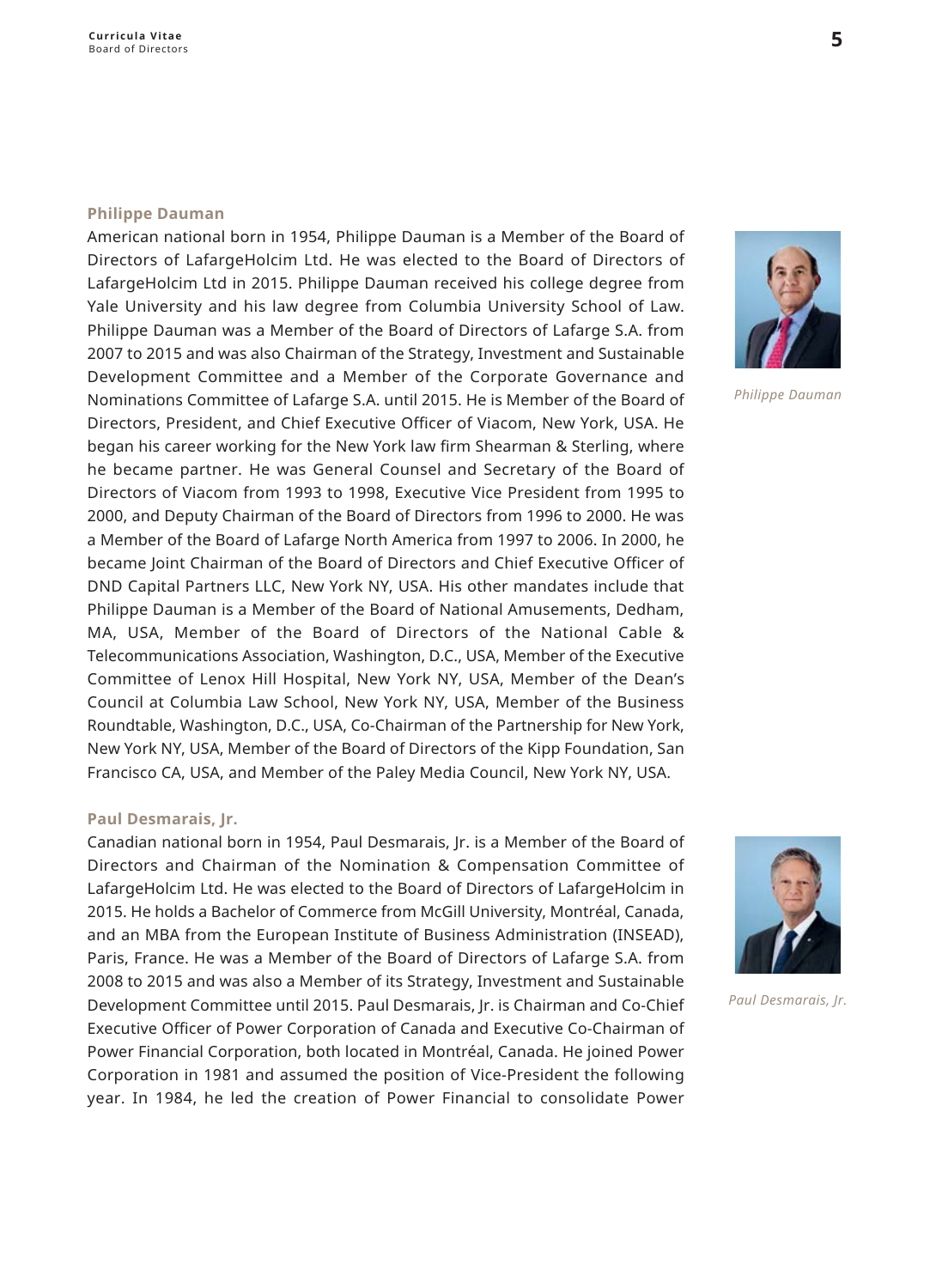### Philippe Dauman

American national born in 1954, Philippe Dauman is a Member of the Board of Directors of LafargeHolcim Ltd. He was elected to the Board of Directors of LafargeHolcim Ltd in 2015. Philippe Dauman received his college degree from Yale University and his law degree from Columbia University School of Law. Philippe Dauman was a Member of the Board of Directors of Lafarge S.A. from 2007 to 2015 and was also Chairman of the Strategy, Investment and Sustainable Development Committee and a Member of the Corporate Governance and Nominations Committee of Lafarge S.A. until 2015. He is Member of the Board of Directors, President, and Chief Executive Officer of Viacom, New York, USA. He began his career working for the New York law firm Shearman & Sterling, where he became partner. He was General Counsel and Secretary of the Board of Directors of Viacom from 1993 to 1998, Executive Vice President from 1995 to 2000, and Deputy Chairman of the Board of Directors from 1996 to 2000. He was a Member of the Board of Lafarge North America from 1997 to 2006. In 2000, he became Joint Chairman of the Board of Directors and Chief Executive Officer of DND Capital Partners LLC, New York NY, USA. His other mandates include that Philippe Dauman is a Member of the Board of National Amusements, Dedham, MA, USA, Member of the Board of Directors of the National Cable & Telecommunications Association, Washington, D.C., USA, Member of the Executive Committee of Lenox Hill Hospital, New York NY, USA, Member of the Dean's Council at Columbia Law School, New York NY, USA, Member of the Business Roundtable, Washington, D.C., USA, Co-Chairman of the Partnership for New York, New York NY, USA, Member of the Board of Directors of the Kipp Foundation, San Francisco CA, USA, and Member of the Paley Media Council, New York NY, USA.

*Philippe Dauman*

### Paul Desmarais, Jr.

Canadian national born in 1954, Paul Desmarais, Jr. is a Member of the Board of Directors and Chairman of the Nomination & Compensation Committee of LafargeHolcim Ltd. He was elected to the Board of Directors of LafargeHolcim in 2015. He holds a Bachelor of Commerce from McGill University, Montréal, Canada, and an MBA from the European Institute of Business Administration (INSEAD), Paris, France. He was a Member of the Board of Directors of Lafarge S.A. from 2008 to 2015 and was also a Member of its Strategy, Investment and Sustainable Development Committee until 2015. Paul Desmarais, Jr. is Chairman and Co-Chief Executive Officer of Power Corporation of Canada and Executive Co-Chairman of Power Financial Corporation, both located in Montréal, Canada. He joined Power Corporation in 1981 and assumed the position of Vice-President the following year. In 1984, he led the creation of Power Financial to consolidate Power

*Paul Desmarais, Jr.*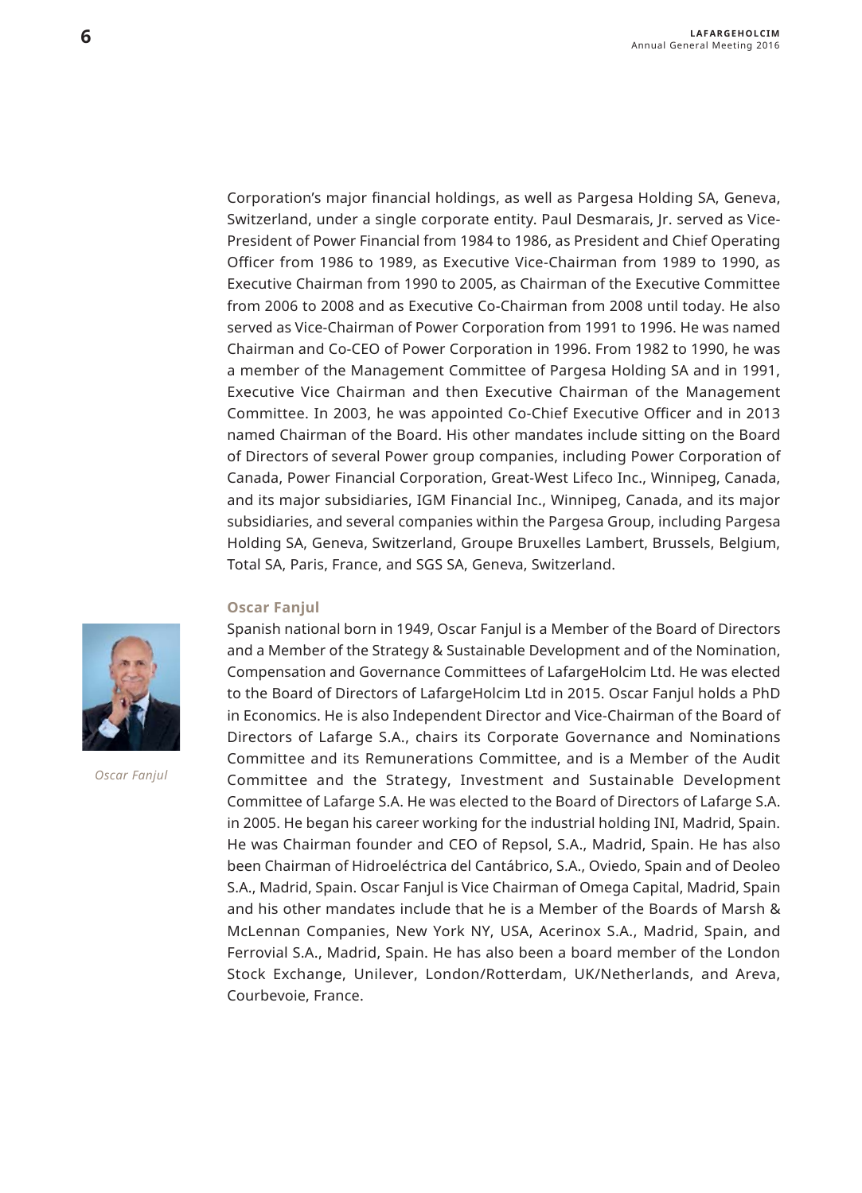Corporation's major financial holdings, as well as Pargesa Holding SA, Geneva, Switzerland, under a single corporate entity. Paul Desmarais, Jr. served as Vice-President of Power Financial from 1984 to 1986, as President and Chief Operating Officer from 1986 to 1989, as Executive Vice-Chairman from 1989 to 1990, as Executive Chairman from 1990 to 2005, as Chairman of the Executive Committee from 2006 to 2008 and as Executive Co-Chairman from 2008 until today. He also served as Vice-Chairman of Power Corporation from 1991 to 1996. He was named Chairman and Co-CEO of Power Corporation in 1996. From 1982 to 1990, he was a member of the Management Committee of Pargesa Holding SA and in 1991, Executive Vice Chairman and then Executive Chairman of the Management Committee. In 2003, he was appointed Co-Chief Executive Officer and in 2013 named Chairman of the Board. His other mandates include sitting on the Board of Directors of several Power group companies, including Power Corporation of Canada, Power Financial Corporation, Great-West Lifeco Inc., Winnipeg, Canada, and its major subsidiaries, IGM Financial Inc., Winnipeg, Canada, and its major subsidiaries, and several companies within the Pargesa Group, including Pargesa Holding SA, Geneva, Switzerland, Groupe Bruxelles Lambert, Brussels, Belgium, Total SA, Paris, France, and SGS SA, Geneva, Switzerland.

### Oscar Fanjul

*Oscar Fanjul*

Spanish national born in 1949, Oscar Fanjul is a Member of the Board of Directors and a Member of the Strategy & Sustainable Development and of the Nomination, Compensation and Governance Committees of LafargeHolcim Ltd. He was elected to the Board of Directors of LafargeHolcim Ltd in 2015. Oscar Fanjul holds a PhD in Economics. He is also Independent Director and Vice-Chairman of the Board of Directors of Lafarge S.A., chairs its Corporate Governance and Nominations Committee and its Remunerations Committee, and is a Member of the Audit Committee and the Strategy, Investment and Sustainable Development Committee of Lafarge S.A. He was elected to the Board of Directors of Lafarge S.A. in 2005. He began his career working for the industrial holding INI, Madrid, Spain. He was Chairman founder and CEO of Repsol, S.A., Madrid, Spain. He has also been Chairman of Hidroeléctrica del Cantábrico, S.A., Oviedo, Spain and of Deoleo S.A., Madrid, Spain. Oscar Fanjul is Vice Chairman of Omega Capital, Madrid, Spain and his other mandates include that he is a Member of the Boards of Marsh & McLennan Companies, New York NY, USA, Acerinox S.A., Madrid, Spain, and Ferrovial S.A., Madrid, Spain. He has also been a board member of the London Stock Exchange, Unilever, London/Rotterdam, UK/Netherlands, and Areva, Courbevoie, France.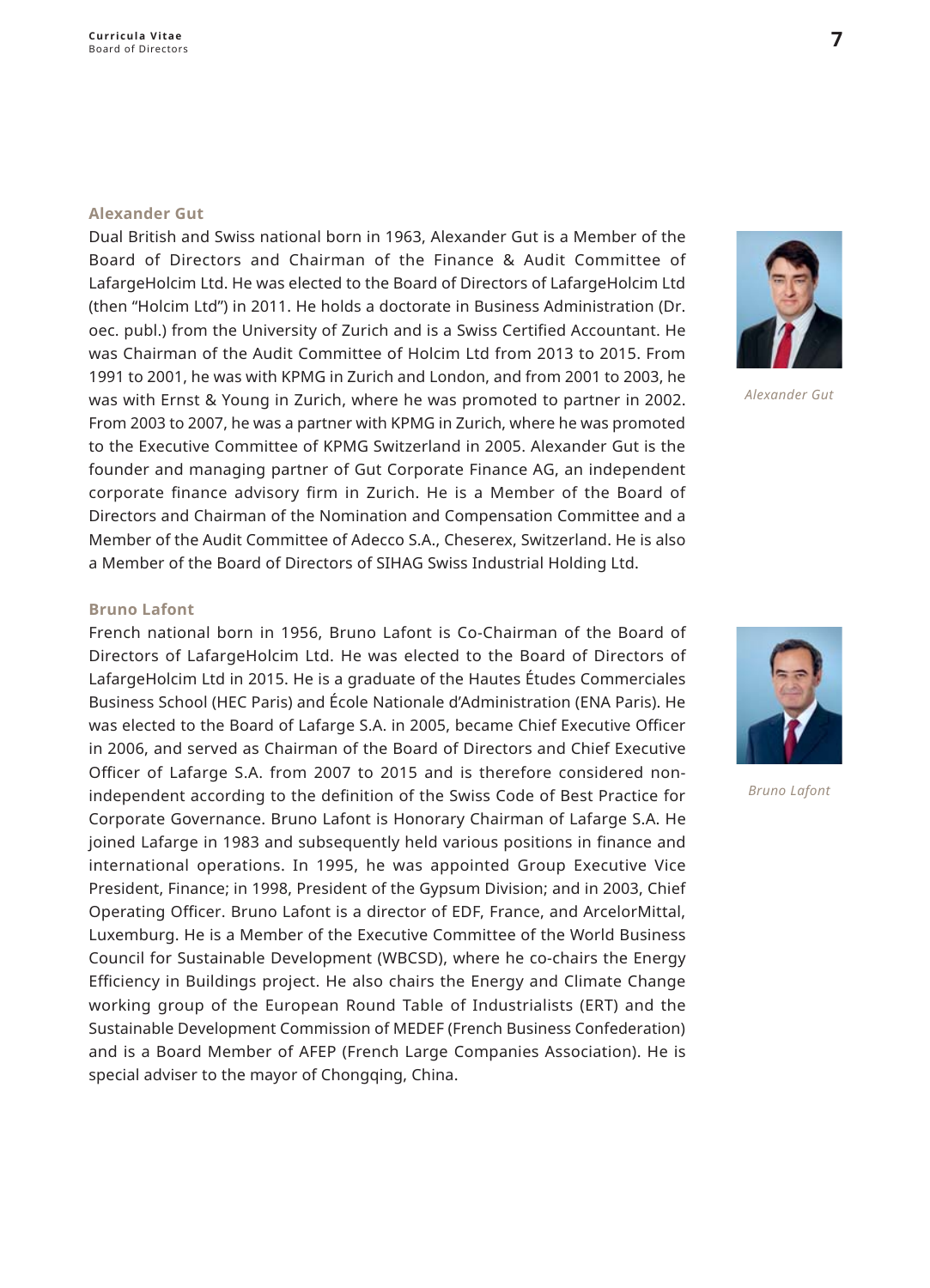### Alexander Gut

Dual British and Swiss national born in 1963, Alexander Gut is a Member of the Board of Directors and Chairman of the Finance & Audit Committee of LafargeHolcim Ltd. He was elected to the Board of Directors of LafargeHolcim Ltd (then "Holcim Ltd") in 2011. He holds a doctorate in Business Administration (Dr. oec. publ.) from the University of Zurich and is a Swiss Certified Accountant. He was Chairman of the Audit Committee of Holcim Ltd from 2013 to 2015. From 1991 to 2001, he was with KPMG in Zurich and London, and from 2001 to 2003, he was with Ernst & Young in Zurich, where he was promoted to partner in 2002. From 2003 to 2007, he was a partner with KPMG in Zurich, where he was promoted to the Executive Committee of KPMG Switzerland in 2005. Alexander Gut is the founder and managing partner of Gut Corporate Finance AG, an independent corporate finance advisory firm in Zurich. He is a Member of the Board of Directors and Chairman of the Nomination and Compensation Committee and a Member of the Audit Committee of Adecco S.A., Cheserex, Switzerland. He is also a Member of the Board of Directors of SIHAG Swiss Industrial Holding Ltd.

*Alexander Gut*

### Bruno Lafont

French national born in 1956, Bruno Lafont is Co-Chairman of the Board of Directors of LafargeHolcim Ltd. He was elected to the Board of Directors of LafargeHolcim Ltd in 2015. He is a graduate of the Hautes Études Commerciales Business School (HEC Paris) and École Nationale d'Administration (ENA Paris). He was elected to the Board of Lafarge S.A. in 2005, became Chief Executive Officer in 2006, and served as Chairman of the Board of Directors and Chief Executive Officer of Lafarge S.A. from 2007 to 2015 and is therefore considered non-independent according to the definition of the Swiss Code of Best Practice for Corporate Governance. Bruno Lafont is Honorary Chairman of Lafarge S.A. He joined Lafarge in 1983 and subsequently held various positions in finance and international operations. In 1995, he was appointed Group Executive Vice President, Finance; in 1998, President of the Gypsum Division; and in 2003, Chief Operating Officer. Bruno Lafont is a director of EDF, France, and ArcelorMittal, Luxemburg. He is a Member of the Executive Committee of the World Business Council for Sustainable Development (WBCSD), where he co-chairs the Energy Efficiency in Buildings project. He also chairs the Energy and Climate Change working group of the European Round Table of Industrialists (ERT) and the Sustainable Development Commission of MEDEF (French Business Confederation) and is a Board Member of AFEP (French Large Companies Association). He is special adviser to the mayor of Chongqing, China.

*Bruno Lafont*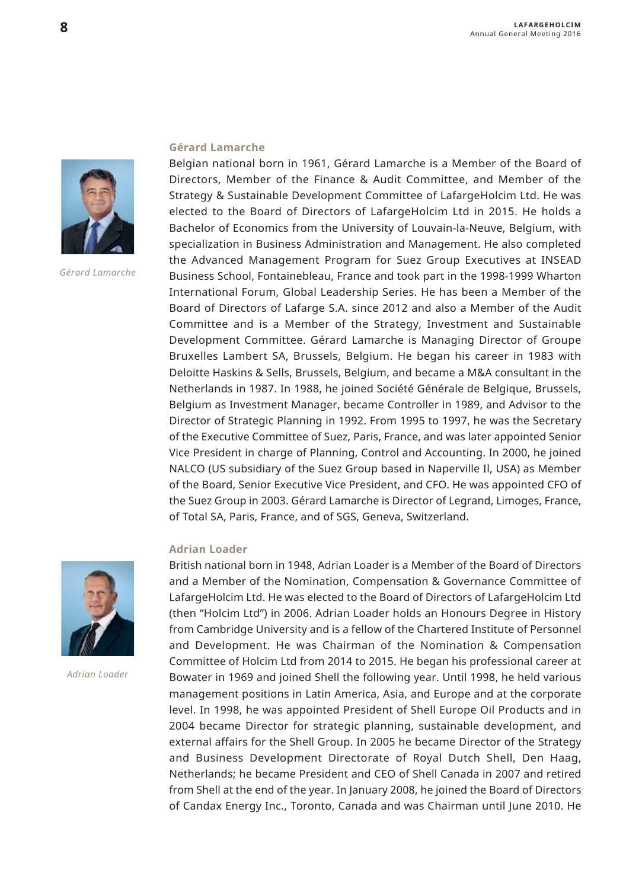### Gérard Lamarche

*Gérard Lamarche*

Belgian national born in 1961, Gérard Lamarche is a Member of the Board of Directors, Member of the Finance & Audit Committee, and Member of the Strategy & Sustainable Development Committee of LafargeHolcim Ltd. He was elected to the Board of Directors of LafargeHolcim Ltd in 2015. He holds a Bachelor of Economics from the University of Louvain-la-Neuve, Belgium, with specialization in Business Administration and Management. He also completed the Advanced Management Program for Suez Group Executives at INSEAD Business School, Fontainebleau, France and took part in the 1998-1999 Wharton International Forum, Global Leadership Series. He has been a Member of the Board of Directors of Lafarge S.A. since 2012 and also a Member of the Audit Committee and is a Member of the Strategy, Investment and Sustainable Development Committee. Gérard Lamarche is Managing Director of Groupe Bruxelles Lambert SA, Brussels, Belgium. He began his career in 1983 with Deloitte Haskins & Sells, Brussels, Belgium, and became a M&A consultant in the Netherlands in 1987. In 1988, he joined Société Générale de Belgique, Brussels, Belgium as Investment Manager, became Controller in 1989, and Advisor to the Director of Strategic Planning in 1992. From 1995 to 1997, he was the Secretary of the Executive Committee of Suez, Paris, France, and was later appointed Senior Vice President in charge of Planning, Control and Accounting. In 2000, he joined NALCO (US subsidiary of the Suez Group based in Naperville Il, USA) as Member of the Board, Senior Executive Vice President, and CFO. He was appointed CFO of the Suez Group in 2003. Gérard Lamarche is Director of Legrand, Limoges, France, of Total SA, Paris, France, and of SGS, Geneva, Switzerland.

### Adrian Loader

*Adrian Loader*

British national born in 1948, Adrian Loader is a Member of the Board of Directors and a Member of the Nomination, Compensation & Governance Committee of LafargeHolcim Ltd. He was elected to the Board of Directors of LafargeHolcim Ltd (then "Holcim Ltd") in 2006. Adrian Loader holds an Honours Degree in History from Cambridge University and is a fellow of the Chartered Institute of Personnel and Development. He was Chairman of the Nomination & Compensation Committee of Holcim Ltd from 2014 to 2015. He began his professional career at Bowater in 1969 and joined Shell the following year. Until 1998, he held various management positions in Latin America, Asia, and Europe and at the corporate level. In 1998, he was appointed President of Shell Europe Oil Products and in 2004 became Director for strategic planning, sustainable development, and external affairs for the Shell Group. In 2005 he became Director of the Strategy and Business Development Directorate of Royal Dutch Shell, Den Haag, Netherlands; he became President and CEO of Shell Canada in 2007 and retired from Shell at the end of the year. In January 2008, he joined the Board of Directors of Candax Energy Inc., Toronto, Canada and was Chairman until June 2010. He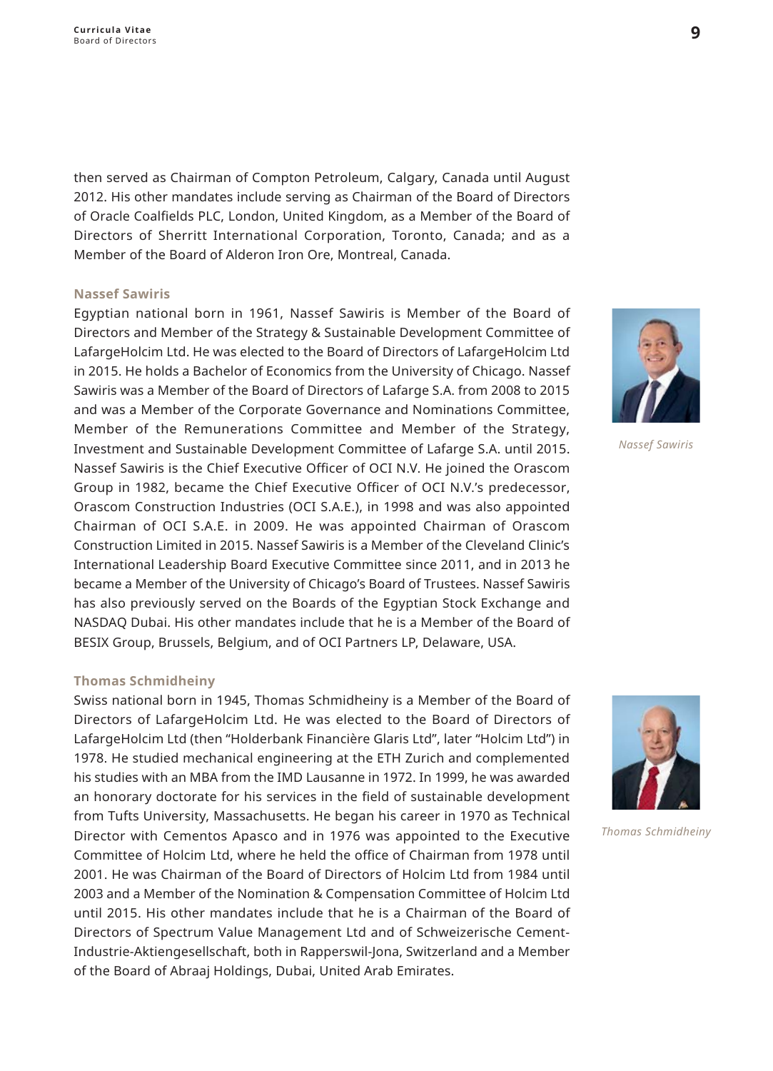then served as Chairman of Compton Petroleum, Calgary, Canada until August 2012. His other mandates include serving as Chairman of the Board of Directors of Oracle Coalfields PLC, London, United Kingdom, as a Member of the Board of Directors of Sherritt International Corporation, Toronto, Canada; and as a Member of the Board of Alderon Iron Ore, Montreal, Canada.

### Nassef Sawiris

Egyptian national born in 1961, Nassef Sawiris is Member of the Board of Directors and Member of the Strategy & Sustainable Development Committee of LafargeHolcim Ltd. He was elected to the Board of Directors of LafargeHolcim Ltd in 2015. He holds a Bachelor of Economics from the University of Chicago. Nassef Sawiris was a Member of the Board of Directors of Lafarge S.A. from 2008 to 2015 and was a Member of the Corporate Governance and Nominations Committee, Member of the Remunerations Committee and Member of the Strategy, Investment and Sustainable Development Committee of Lafarge S.A. until 2015. Nassef Sawiris is the Chief Executive Officer of OCI N.V. He joined the Orascom Group in 1982, became the Chief Executive Officer of OCI N.V.'s predecessor, Orascom Construction Industries (OCI S.A.E.), in 1998 and was also appointed Chairman of OCI S.A.E. in 2009. He was appointed Chairman of Orascom Construction Limited in 2015. Nassef Sawiris is a Member of the Cleveland Clinic's International Leadership Board Executive Committee since 2011, and in 2013 he became a Member of the University of Chicago's Board of Trustees. Nassef Sawiris has also previously served on the Boards of the Egyptian Stock Exchange and NASDAQ Dubai. His other mandates include that he is a Member of the Board of BESIX Group, Brussels, Belgium, and of OCI Partners LP, Delaware, USA.

*Nassef Sawiris*

### Thomas Schmidheiny

Swiss national born in 1945, Thomas Schmidheiny is a Member of the Board of Directors of LafargeHolcim Ltd. He was elected to the Board of Directors of LafargeHolcim Ltd (then "Holderbank Financière Glaris Ltd", later "Holcim Ltd") in 1978. He studied mechanical engineering at the ETH Zurich and complemented his studies with an MBA from the IMD Lausanne in 1972. In 1999, he was awarded an honorary doctorate for his services in the field of sustainable development from Tufts University, Massachusetts. He began his career in 1970 as Technical Director with Cementos Apasco and in 1976 was appointed to the Executive Committee of Holcim Ltd, where he held the office of Chairman from 1978 until 2001. He was Chairman of the Board of Directors of Holcim Ltd from 1984 until 2003 and a Member of the Nomination & Compensation Committee of Holcim Ltd until 2015. His other mandates include that he is a Chairman of the Board of Directors of Spectrum Value Management Ltd and of Schweizerische Cement-Industrie-Aktiengesellschaft, both in Rapperswil-Jona, Switzerland and a Member of the Board of Abraaj Holdings, Dubai, United Arab Emirates.

*Thomas Schmidheiny*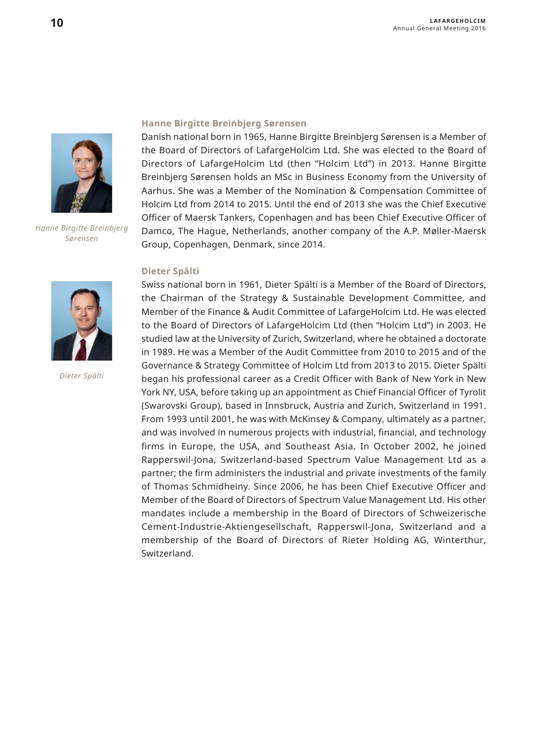### Hanne Birgitte Breinbjerg Sørensen

*Hanne Birgitte Breinbjerg Sørensen*

Danish national born in 1965, Hanne Birgitte Breinbjerg Sørensen is a Member of the Board of Directors of LafargeHolcim Ltd. She was elected to the Board of Directors of LafargeHolcim Ltd (then "Holcim Ltd") in 2013. Hanne Birgitte Breinbjerg Sørensen holds an MSc in Business Economy from the University of Aarhus. She was a Member of the Nomination & Compensation Committee of Holcim Ltd from 2014 to 2015. Until the end of 2013 she was the Chief Executive Officer of Maersk Tankers, Copenhagen and has been Chief Executive Officer of Damco, The Hague, Netherlands, another company of the A.P. Møller-Maersk Group, Copenhagen, Denmark, since 2014.

### Dieter Spälti

*Dieter Spälti*

Swiss national born in 1961, Dieter Spälti is a Member of the Board of Directors, the Chairman of the Strategy & Sustainable Development Committee, and Member of the Finance & Audit Committee of LafargeHolcim Ltd. He was elected to the Board of Directors of LafargeHolcim Ltd (then "Holcim Ltd") in 2003. He studied law at the University of Zurich, Switzerland, where he obtained a doctorate in 1989. He was a Member of the Audit Committee from 2010 to 2015 and of the Governance & Strategy Committee of Holcim Ltd from 2013 to 2015. Dieter Spälti began his professional career as a Credit Officer with Bank of New York in New York NY, USA, before taking up an appointment as Chief Financial Officer of Tyrolit (Swarovski Group), based in Innsbruck, Austria and Zurich, Switzerland in 1991. From 1993 until 2001, he was with McKinsey & Company, ultimately as a partner, and was involved in numerous projects with industrial, financial, and technology firms in Europe, the USA, and Southeast Asia. In October 2002, he joined Rapperswil-Jona, Switzerland-based Spectrum Value Management Ltd as a partner; the firm administers the industrial and private investments of the family of Thomas Schmidheiny. Since 2006, he has been Chief Executive Officer and Member of the Board of Directors of Spectrum Value Management Ltd. His other mandates include a membership in the Board of Directors of Schweizerische Cement-Industrie-Aktiengesellschaft, Rapperswil-Jona, Switzerland and a membership of the Board of Directors of Rieter Holding AG, Winterthur, Switzerland.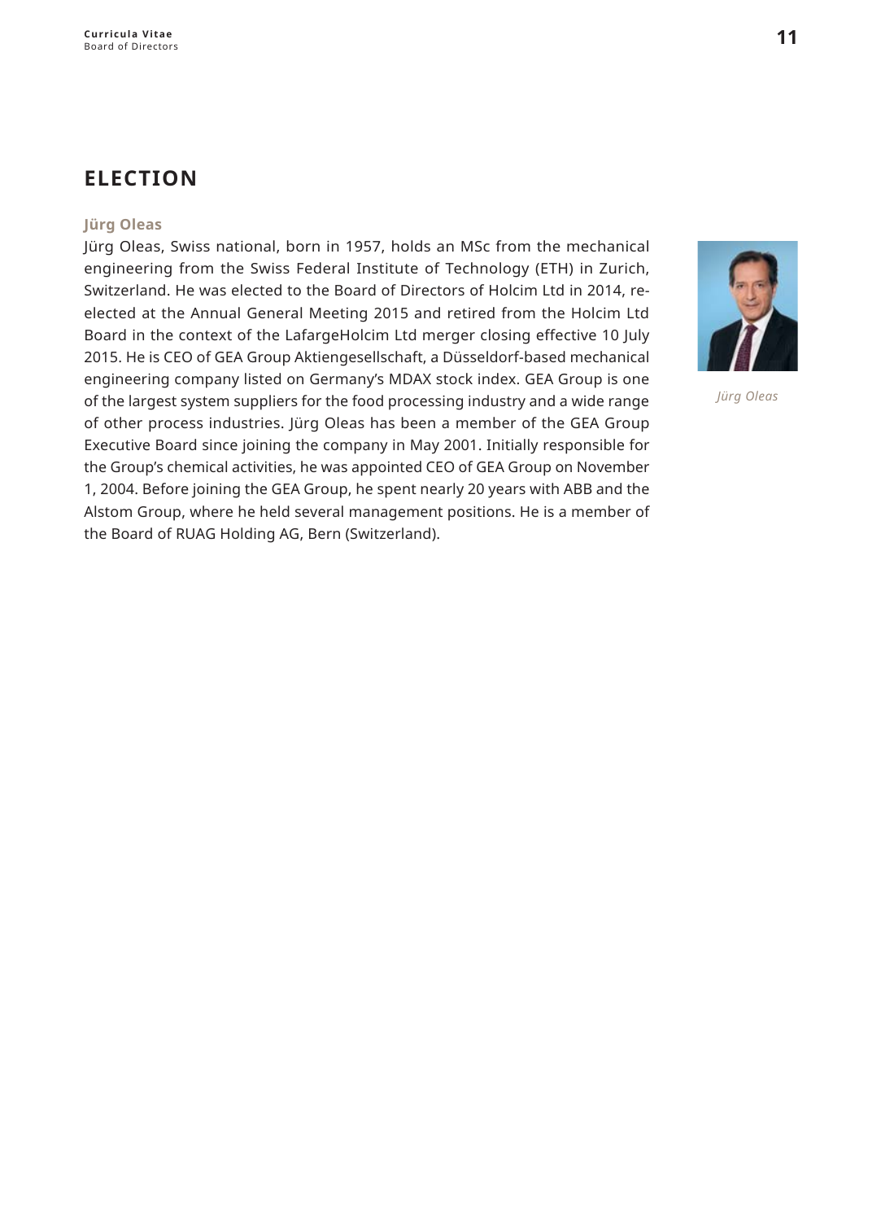## ELECTION

### Jürg Oleas

Jürg Oleas, Swiss national, born in 1957, holds an MSc from the mechanical engineering from the Swiss Federal Institute of Technology (ETH) in Zurich, Switzerland. He was elected to the Board of Directors of Holcim Ltd in 2014, re-elected at the Annual General Meeting 2015 and retired from the Holcim Ltd Board in the context of the LafargeHolcim Ltd merger closing effective 10 July 2015. He is CEO of GEA Group Aktiengesellschaft, a Düsseldorf-based mechanical engineering company listed on Germany's MDAX stock index. GEA Group is one of the largest system suppliers for the food processing industry and a wide range of other process industries. Jürg Oleas has been a member of the GEA Group Executive Board since joining the company in May 2001. Initially responsible for the Group's chemical activities, he was appointed CEO of GEA Group on November 1, 2004. Before joining the GEA Group, he spent nearly 20 years with ABB and the Alstom Group, where he held several management positions. He is a member of the Board of RUAG Holding AG, Bern (Switzerland).

*Jürg Oleas*